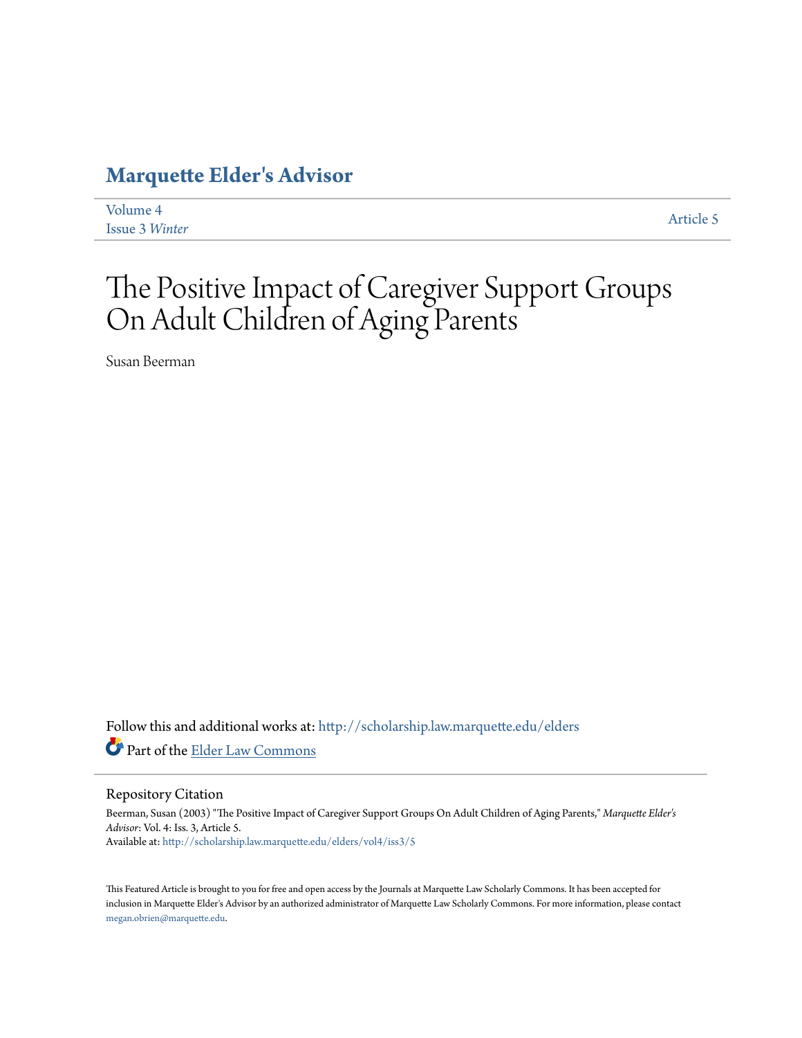# Marquette Elder's Advisor

Volume 4
Issue 3 *Winter*

Article 5

# The Positive Impact of Caregiver Support Groups On Adult Children of Aging Parents

Susan Beerman

Follow this and additional works at: http://scholarship.law.marquette.edu/elders

Part of the Elder Law Commons

## Repository Citation

Beerman, Susan (2003) "The Positive Impact of Caregiver Support Groups On Adult Children of Aging Parents," *Marquette Elder's Advisor*: Vol. 4: Iss. 3, Article 5.
Available at: http://scholarship.law.marquette.edu/elders/vol4/iss3/5

This Featured Article is brought to you for free and open access by the Journals at Marquette Law Scholarly Commons. It has been accepted for inclusion in Marquette Elder's Advisor by an authorized administrator of Marquette Law Scholarly Commons. For more information, please contact megan.obrien@marquette.edu.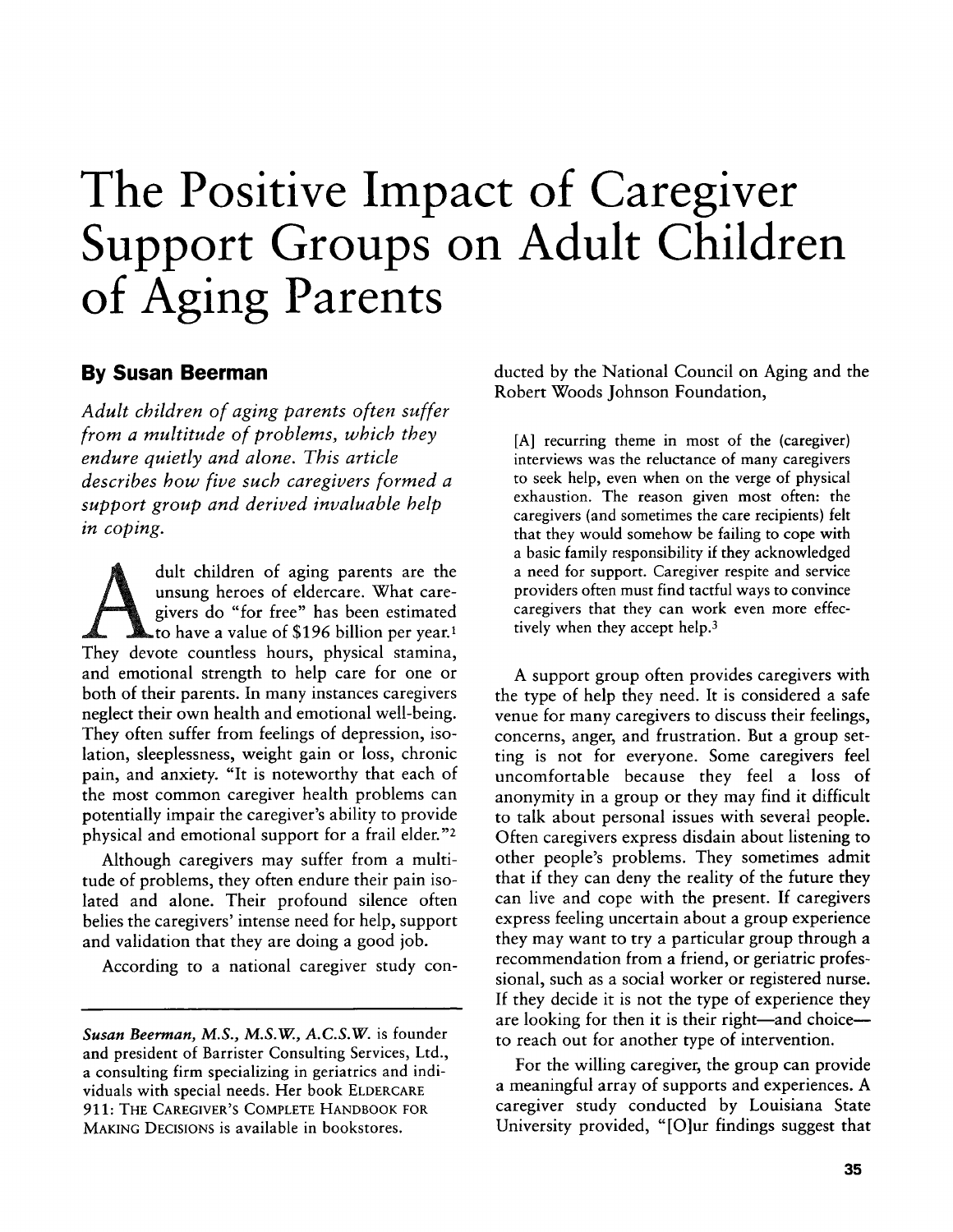# The Positive Impact of Caregiver Support Groups on Adult Children of Aging Parents

## By Susan Beerman

*Adult children of aging parents often suffer from a multitude of problems, which they endure quietly and alone. This article describes how five such caregivers formed a support group and derived invaluable help in coping.*

Adult children of aging parents are the unsung heroes of eldercare. What caregivers do "for free" has been estimated to have a value of $196 billion per year.[1] They devote countless hours, physical stamina, and emotional strength to help care for one or both of their parents. In many instances caregivers neglect their own health and emotional well-being. They often suffer from feelings of depression, isolation, sleeplessness, weight gain or loss, chronic pain, and anxiety. "It is noteworthy that each of the most common caregiver health problems can potentially impair the caregiver's ability to provide physical and emotional support for a frail elder."[2]

Although caregivers may suffer from a multitude of problems, they often endure their pain isolated and alone. Their profound silence often belies the caregivers' intense need for help, support and validation that they are doing a good job.

According to a national caregiver study conducted by the National Council on Aging and the Robert Woods Johnson Foundation,

> [A] recurring theme in most of the (caregiver) interviews was the reluctance of many caregivers to seek help, even when on the verge of physical exhaustion. The reason given most often: the caregivers (and sometimes the care recipients) felt that they would somehow be failing to cope with a basic family responsibility if they acknowledged a need for support. Caregiver respite and service providers often must find tactful ways to convince caregivers that they can work even more effectively when they accept help.[3]

A support group often provides caregivers with the type of help they need. It is considered a safe venue for many caregivers to discuss their feelings, concerns, anger, and frustration. But a group setting is not for everyone. Some caregivers feel uncomfortable because they feel a loss of anonymity in a group or they may find it difficult to talk about personal issues with several people. Often caregivers express disdain about listening to other people's problems. They sometimes admit that if they can deny the reality of the future they can live and cope with the present. If caregivers express feeling uncertain about a group experience they may want to try a particular group through a recommendation from a friend, or geriatric professional, such as a social worker or registered nurse. If they decide it is not the type of experience they are looking for then it is their right—and choice—to reach out for another type of intervention.

For the willing caregiver, the group can provide a meaningful array of supports and experiences. A caregiver study conducted by Louisiana State University provided, "[O]ur findings suggest that

---

*Susan Beerman, M.S., M.S.W., A.C.S.W.* is founder and president of Barrister Consulting Services, Ltd., a consulting firm specializing in geriatrics and individuals with special needs. Her book ELDERCARE 911: THE CAREGIVER'S COMPLETE HANDBOOK FOR MAKING DECISIONS is available in bookstores.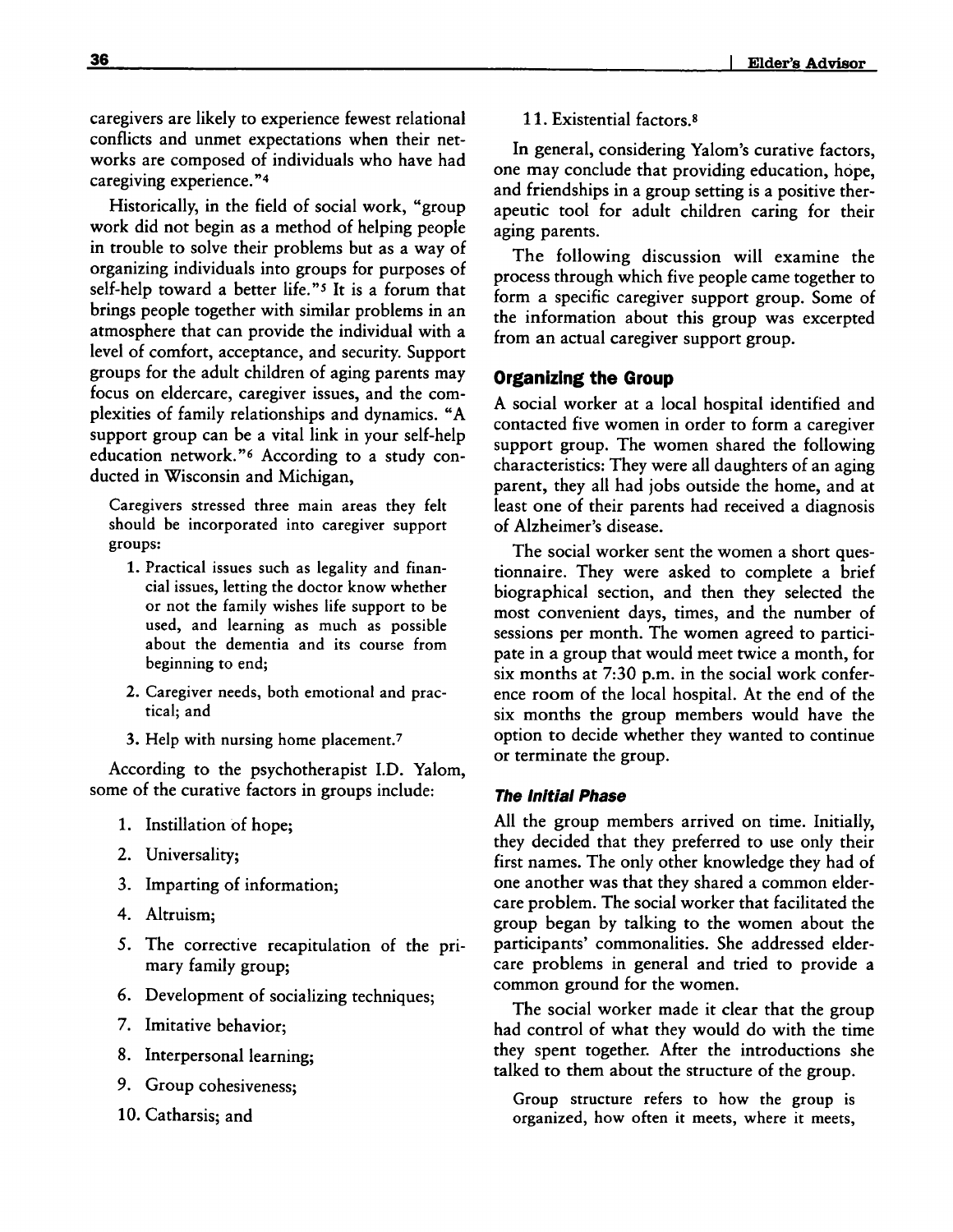caregivers are likely to experience fewest relational conflicts and unmet expectations when their networks are composed of individuals who have had caregiving experience."[4]

Historically, in the field of social work, "group work did not begin as a method of helping people in trouble to solve their problems but as a way of organizing individuals into groups for purposes of self-help toward a better life."[5] It is a forum that brings people together with similar problems in an atmosphere that can provide the individual with a level of comfort, acceptance, and security. Support groups for the adult children of aging parents may focus on eldercare, caregiver issues, and the complexities of family relationships and dynamics. "A support group can be a vital link in your self-help education network."[6] According to a study conducted in Wisconsin and Michigan,

> Caregivers stressed three main areas they felt should be incorporated into caregiver support groups:
>
> 1. Practical issues such as legality and financial issues, letting the doctor know whether or not the family wishes life support to be used, and learning as much as possible about the dementia and its course from beginning to end;
> 2. Caregiver needs, both emotional and practical; and
> 3. Help with nursing home placement.[7]

According to the psychotherapist I.D. Yalom, some of the curative factors in groups include:

1. Instillation of hope;
2. Universality;
3. Imparting of information;
4. Altruism;
5. The corrective recapitulation of the primary family group;
6. Development of socializing techniques;
7. Imitative behavior;
8. Interpersonal learning;
9. Group cohesiveness;
10. Catharsis; and
11. Existential factors.[8]

In general, considering Yalom's curative factors, one may conclude that providing education, hope, and friendships in a group setting is a positive therapeutic tool for adult children caring for their aging parents.

The following discussion will examine the process through which five people came together to form a specific caregiver support group. Some of the information about this group was excerpted from an actual caregiver support group.

## Organizing the Group

A social worker at a local hospital identified and contacted five women in order to form a caregiver support group. The women shared the following characteristics: They were all daughters of an aging parent, they all had jobs outside the home, and at least one of their parents had received a diagnosis of Alzheimer's disease.

The social worker sent the women a short questionnaire. They were asked to complete a brief biographical section, and then they selected the most convenient days, times, and the number of sessions per month. The women agreed to participate in a group that would meet twice a month, for six months at 7:30 p.m. in the social work conference room of the local hospital. At the end of the six months the group members would have the option to decide whether they wanted to continue or terminate the group.

### *The Initial Phase*

All the group members arrived on time. Initially, they decided that they preferred to use only their first names. The only other knowledge they had of one another was that they shared a common eldercare problem. The social worker that facilitated the group began by talking to the women about the participants' commonalities. She addressed eldercare problems in general and tried to provide a common ground for the women.

The social worker made it clear that the group had control of what they would do with the time they spent together. After the introductions she talked to them about the structure of the group.

> Group structure refers to how the group is organized, how often it meets, where it meets,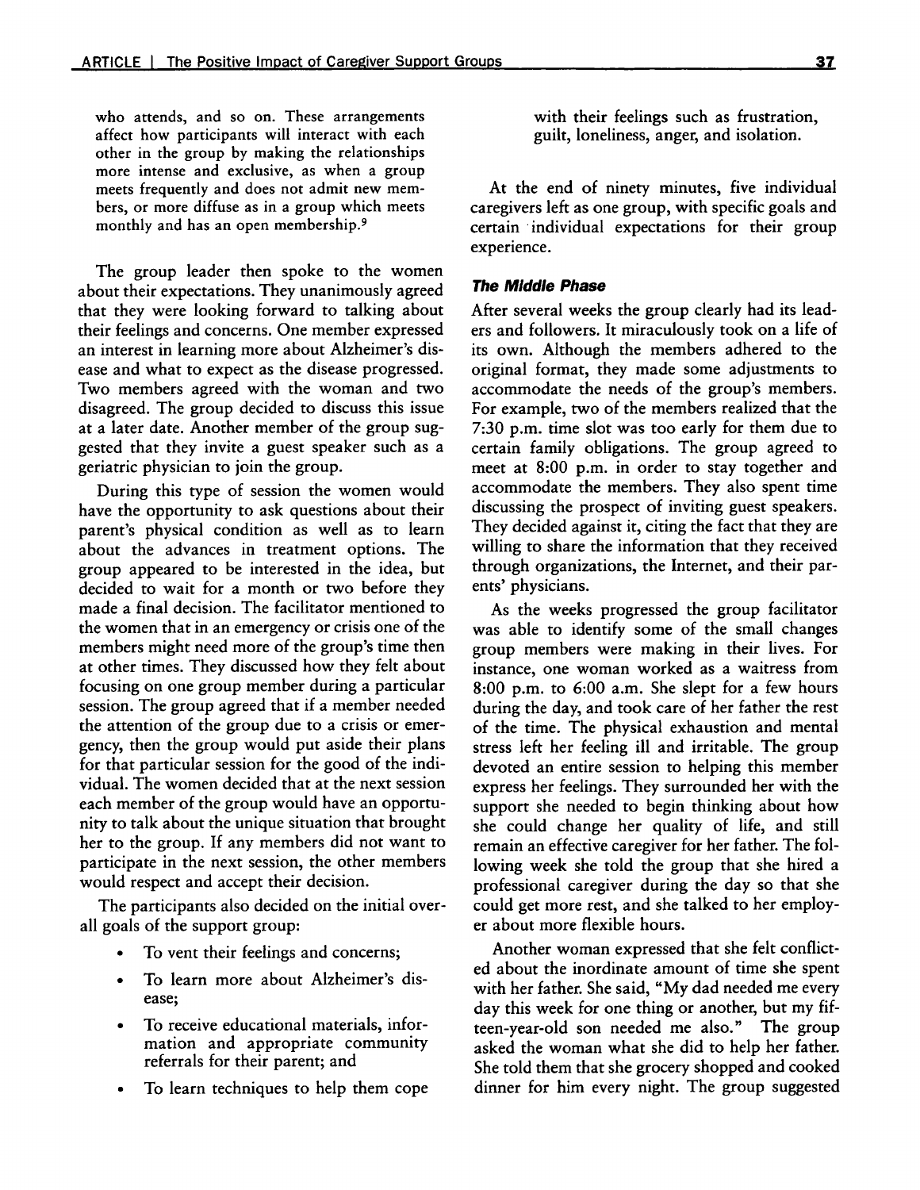who attends, and so on. These arrangements affect how participants will interact with each other in the group by making the relationships more intense and exclusive, as when a group meets frequently and does not admit new members, or more diffuse as in a group which meets monthly and has an open membership.[9]

The group leader then spoke to the women about their expectations. They unanimously agreed that they were looking forward to talking about their feelings and concerns. One member expressed an interest in learning more about Alzheimer's disease and what to expect as the disease progressed. Two members agreed with the woman and two disagreed. The group decided to discuss this issue at a later date. Another member of the group suggested that they invite a guest speaker such as a geriatric physician to join the group.

During this type of session the women would have the opportunity to ask questions about their parent's physical condition as well as to learn about the advances in treatment options. The group appeared to be interested in the idea, but decided to wait for a month or two before they made a final decision. The facilitator mentioned to the women that in an emergency or crisis one of the members might need more of the group's time then at other times. They discussed how they felt about focusing on one group member during a particular session. The group agreed that if a member needed the attention of the group due to a crisis or emergency, then the group would put aside their plans for that particular session for the good of the individual. The women decided that at the next session each member of the group would have an opportunity to talk about the unique situation that brought her to the group. If any members did not want to participate in the next session, the other members would respect and accept their decision.

The participants also decided on the initial overall goals of the support group:

- To vent their feelings and concerns;
- To learn more about Alzheimer's disease;
- To receive educational materials, information and appropriate community referrals for their parent; and
- To learn techniques to help them cope with their feelings such as frustration, guilt, loneliness, anger, and isolation.

At the end of ninety minutes, five individual caregivers left as one group, with specific goals and certain individual expectations for their group experience.

### *The Middle Phase*

After several weeks the group clearly had its leaders and followers. It miraculously took on a life of its own. Although the members adhered to the original format, they made some adjustments to accommodate the needs of the group's members. For example, two of the members realized that the 7:30 p.m. time slot was too early for them due to certain family obligations. The group agreed to meet at 8:00 p.m. in order to stay together and accommodate the members. They also spent time discussing the prospect of inviting guest speakers. They decided against it, citing the fact that they are willing to share the information that they received through organizations, the Internet, and their parents' physicians.

As the weeks progressed the group facilitator was able to identify some of the small changes group members were making in their lives. For instance, one woman worked as a waitress from 8:00 p.m. to 6:00 a.m. She slept for a few hours during the day, and took care of her father the rest of the time. The physical exhaustion and mental stress left her feeling ill and irritable. The group devoted an entire session to helping this member express her feelings. They surrounded her with the support she needed to begin thinking about how she could change her quality of life, and still remain an effective caregiver for her father. The following week she told the group that she hired a professional caregiver during the day so that she could get more rest, and she talked to her employer about more flexible hours.

Another woman expressed that she felt conflicted about the inordinate amount of time she spent with her father. She said, "My dad needed me every day this week for one thing or another, but my fifteen-year-old son needed me also." The group asked the woman what she did to help her father. She told them that she grocery shopped and cooked dinner for him every night. The group suggested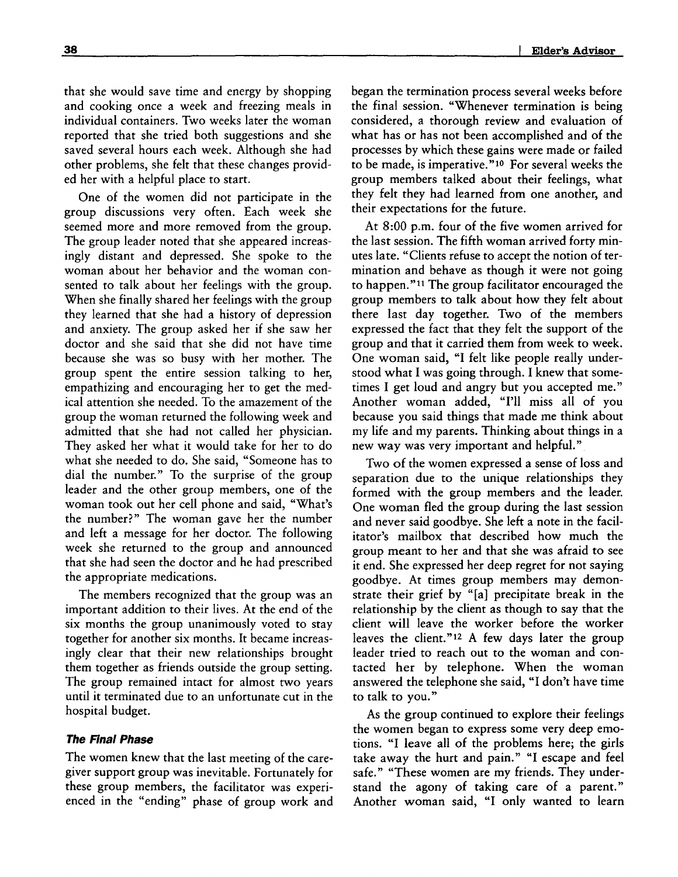that she would save time and energy by shopping and cooking once a week and freezing meals in individual containers. Two weeks later the woman reported that she tried both suggestions and she saved several hours each week. Although she had other problems, she felt that these changes provided her with a helpful place to start.

One of the women did not participate in the group discussions very often. Each week she seemed more and more removed from the group. The group leader noted that she appeared increasingly distant and depressed. She spoke to the woman about her behavior and the woman consented to talk about her feelings with the group. When she finally shared her feelings with the group they learned that she had a history of depression and anxiety. The group asked her if she saw her doctor and she said that she did not have time because she was so busy with her mother. The group spent the entire session talking to her, empathizing and encouraging her to get the medical attention she needed. To the amazement of the group the woman returned the following week and admitted that she had not called her physician. They asked her what it would take for her to do what she needed to do. She said, "Someone has to dial the number." To the surprise of the group leader and the other group members, one of the woman took out her cell phone and said, "What's the number?" The woman gave her the number and left a message for her doctor. The following week she returned to the group and announced that she had seen the doctor and he had prescribed the appropriate medications.

The members recognized that the group was an important addition to their lives. At the end of the six months the group unanimously voted to stay together for another six months. It became increasingly clear that their new relationships brought them together as friends outside the group setting. The group remained intact for almost two years until it terminated due to an unfortunate cut in the hospital budget.

### *The Final Phase*

The women knew that the last meeting of the caregiver support group was inevitable. Fortunately for these group members, the facilitator was experienced in the "ending" phase of group work and began the termination process several weeks before the final session. "Whenever termination is being considered, a thorough review and evaluation of what has or has not been accomplished and of the processes by which these gains were made or failed to be made, is imperative."[10] For several weeks the group members talked about their feelings, what they felt they had learned from one another, and their expectations for the future.

At 8:00 p.m. four of the five women arrived for the last session. The fifth woman arrived forty minutes late. "Clients refuse to accept the notion of termination and behave as though it were not going to happen."[11] The group facilitator encouraged the group members to talk about how they felt about there last day together. Two of the members expressed the fact that they felt the support of the group and that it carried them from week to week. One woman said, "I felt like people really understood what I was going through. I knew that sometimes I get loud and angry but you accepted me." Another woman added, "I'll miss all of you because you said things that made me think about my life and my parents. Thinking about things in a new way was very important and helpful."

Two of the women expressed a sense of loss and separation due to the unique relationships they formed with the group members and the leader. One woman fled the group during the last session and never said goodbye. She left a note in the facilitator's mailbox that described how much the group meant to her and that she was afraid to see it end. She expressed her deep regret for not saying goodbye. At times group members may demonstrate their grief by "[a] precipitate break in the relationship by the client as though to say that the client will leave the worker before the worker leaves the client."[12] A few days later the group leader tried to reach out to the woman and contacted her by telephone. When the woman answered the telephone she said, "I don't have time to talk to you."

As the group continued to explore their feelings the women began to express some very deep emotions. "I leave all of the problems here; the girls take away the hurt and pain." "I escape and feel safe." "These women are my friends. They understand the agony of taking care of a parent." Another woman said, "I only wanted to learn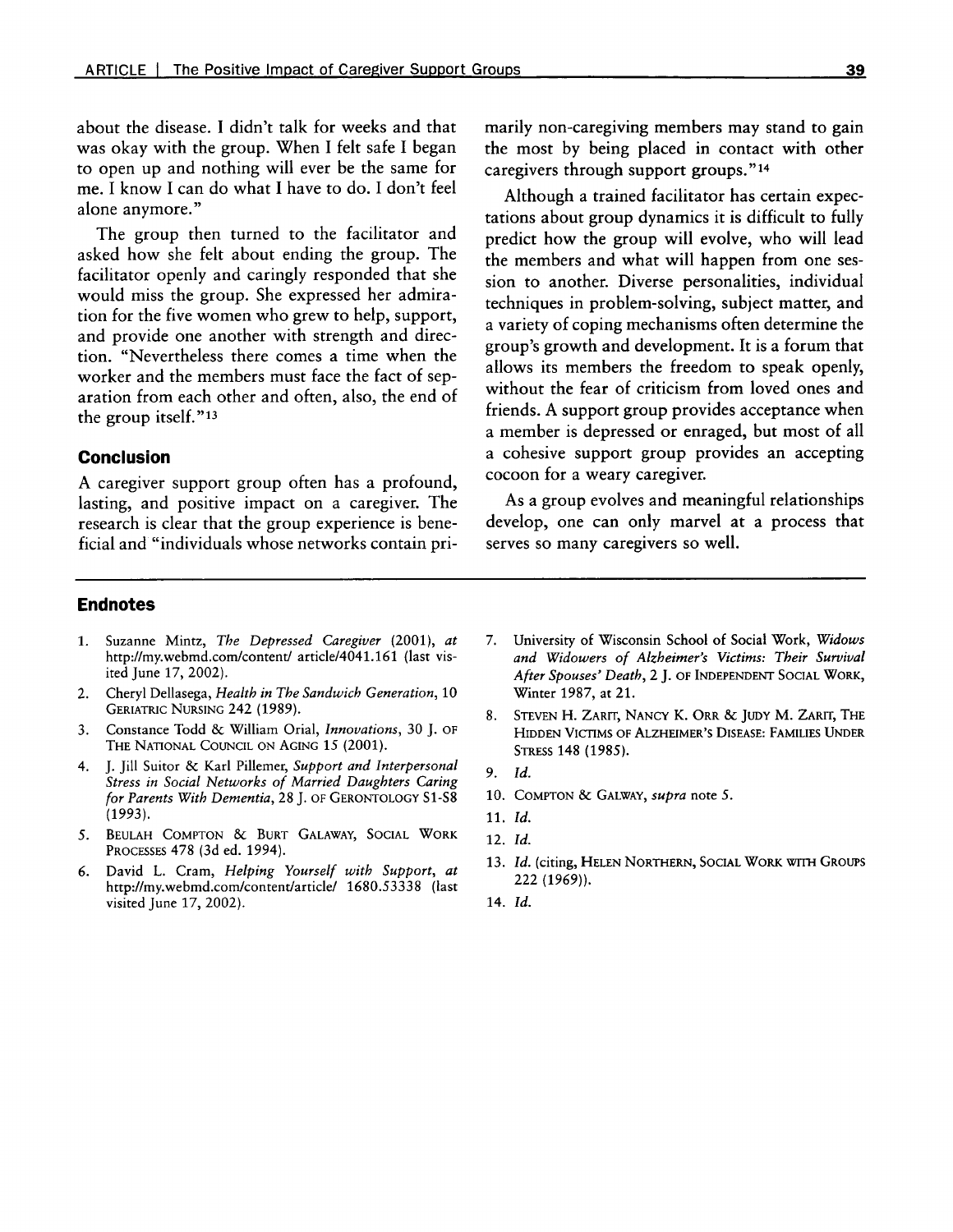about the disease. I didn't talk for weeks and that was okay with the group. When I felt safe I began to open up and nothing will ever be the same for me. I know I can do what I have to do. I don't feel alone anymore."

The group then turned to the facilitator and asked how she felt about ending the group. The facilitator openly and caringly responded that she would miss the group. She expressed her admiration for the five women who grew to help, support, and provide one another with strength and direction. "Nevertheless there comes a time when the worker and the members must face the fact of separation from each other and often, also, the end of the group itself."[13]

## Conclusion

A caregiver support group often has a profound, lasting, and positive impact on a caregiver. The research is clear that the group experience is beneficial and "individuals whose networks contain primarily non-caregiving members may stand to gain the most by being placed in contact with other caregivers through support groups."[14]

Although a trained facilitator has certain expectations about group dynamics it is difficult to fully predict how the group will evolve, who will lead the members and what will happen from one session to another. Diverse personalities, individual techniques in problem-solving, subject matter, and a variety of coping mechanisms often determine the group's growth and development. It is a forum that allows its members the freedom to speak openly, without the fear of criticism from loved ones and friends. A support group provides acceptance when a member is depressed or enraged, but most of all a cohesive support group provides an accepting cocoon for a weary caregiver.

As a group evolves and meaningful relationships develop, one can only marvel at a process that serves so many caregivers so well.

## Endnotes

1. Suzanne Mintz, *The Depressed Caregiver* (2001), *at* http://my.webmd.com/content/ article/4041.161 (last visited June 17, 2002).
2. Cheryl Dellasega, *Health in The Sandwich Generation*, 10 Geriatric Nursing 242 (1989).
3. Constance Todd & William Orial, *Innovations*, 30 J. of The National Council on Aging 15 (2001).
4. J. Jill Suitor & Karl Pillemer, *Support and Interpersonal Stress in Social Networks of Married Daughters Caring for Parents With Dementia*, 28 J. of Gerontology S1-S8 (1993).
5. Beulah Compton & Burt Galaway, Social Work Processes 478 (3d ed. 1994).
6. David L. Cram, *Helping Yourself with Support*, *at* http://my.webmd.com/content/article/ 1680.53338 (last visited June 17, 2002).
7. University of Wisconsin School of Social Work, *Widows and Widowers of Alzheimer's Victims: Their Survival After Spouses' Death*, 2 J. of Independent Social Work, Winter 1987, at 21.
8. Steven H. Zarit, Nancy K. Orr & Judy M. Zarit, The Hidden Victims of Alzheimer's Disease: Families Under Stress 148 (1985).
9. *Id.*
10. Compton & Galway, *supra* note 5.
11. *Id.*
12. *Id.*
13. *Id.* (citing, Helen Northern, Social Work with Groups 222 (1969)).
14. *Id.*